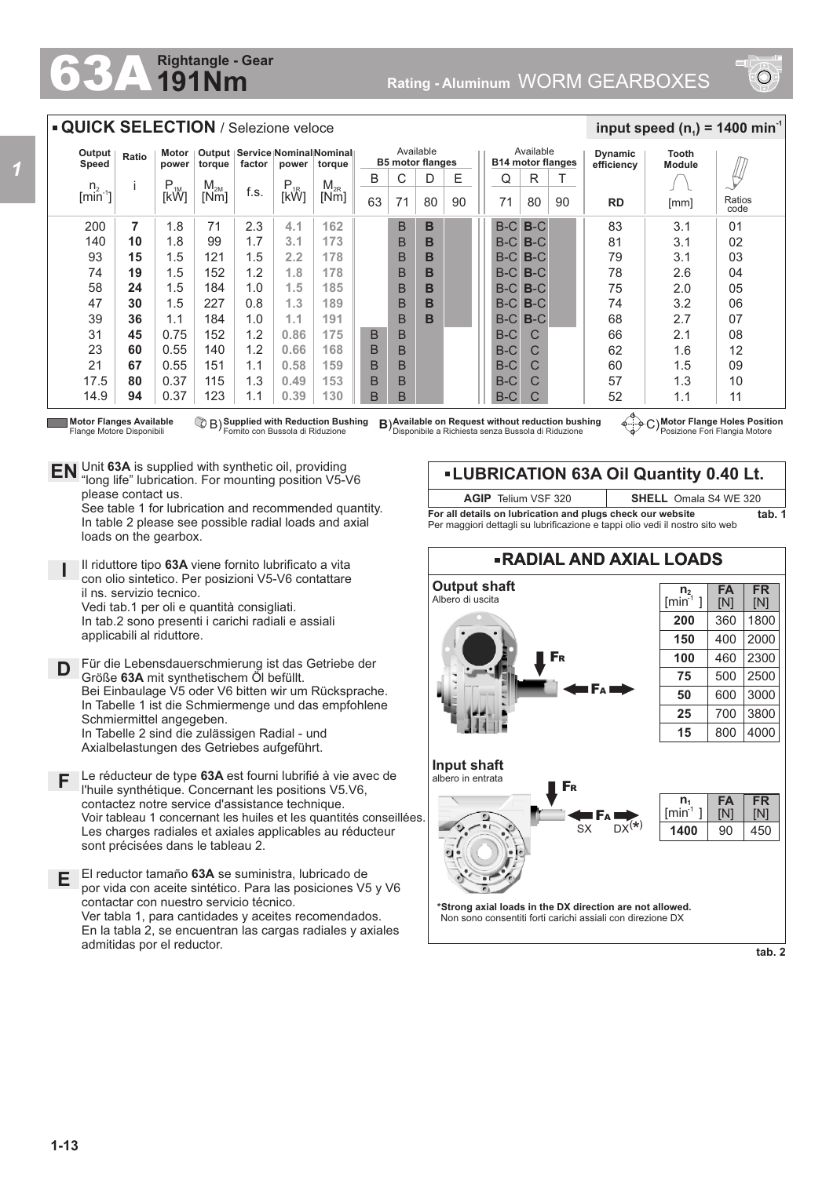# 63A 191Nm Rightangle - Gear

Rating - Aluminum WORM GEARBOXES

## QUICK SELECTION / Selezione veloce

input speed ($n_1$) = 1400 min$^{-1}$

| Output Speed $n_2$ [min$^{-1}$] | Ratio i | Motor power $P_{1M}$ [kW] | Output torque $M_{2M}$ [Nm] | Service factor f.s. | Nominal power $P_{1R}$ [kW] | Nominal torque $M_{2R}$ [Nm] | B5 B 63 | B5 C 71 | B5 D 80 | B5 E 90 | B14 Q 71 | B14 R 80 | B14 T 90 | Dynamic efficiency RD | Tooth Module [mm] | Ratios code |
|---|---|---|---|---|---|---|---|---|---|---|---|---|---|---|---|---|
| 200 | 7 | 1.8 | 71 | 2.3 | 4.1 | 162 | | B | B | | B-C | B-C | | 83 | 3.1 | 01 |
| 140 | 10 | 1.8 | 99 | 1.7 | 3.1 | 173 | | B | B | | B-C | B-C | | 81 | 3.1 | 02 |
| 93 | 15 | 1.5 | 121 | 1.5 | 2.2 | 178 | | B | B | | B-C | B-C | | 79 | 3.1 | 03 |
| 74 | 19 | 1.5 | 152 | 1.2 | 1.8 | 178 | | B | B | | B-C | B-C | | 78 | 2.6 | 04 |
| 58 | 24 | 1.5 | 184 | 1.0 | 1.5 | 185 | | B | B | | B-C | B-C | | 75 | 2.0 | 05 |
| 47 | 30 | 1.5 | 227 | 0.8 | 1.3 | 189 | | B | B | | B-C | B-C | | 74 | 3.2 | 06 |
| 39 | 36 | 1.1 | 184 | 1.0 | 1.1 | 191 | | B | B | | B-C | B-C | | 68 | 2.7 | 07 |
| 31 | 45 | 0.75 | 152 | 1.2 | 0.86 | 175 | B | B | | | B-C | C | | 66 | 2.1 | 08 |
| 23 | 60 | 0.55 | 140 | 1.2 | 0.66 | 168 | B | B | | | B-C | C | | 62 | 1.6 | 12 |
| 21 | 67 | 0.55 | 151 | 1.1 | 0.58 | 159 | B | B | | | B-C | C | | 60 | 1.5 | 09 |
| 17.5 | 80 | 0.37 | 115 | 1.3 | 0.49 | 153 | B | B | | | B-C | C | | 57 | 1.3 | 10 |
| 14.9 | 94 | 0.37 | 123 | 1.1 | 0.39 | 130 | B | B | | | B-C | C | | 52 | 1.1 | 11 |

Motor Flanges Available / Flange Motore Disponibili — B) Supplied with Reduction Bushing / Fornito con Bussola di Riduzione — B) Available on Request without reduction bushing / Disponibile a Richiesta senza Bussola di Riduzione — C) Motor Flange Holes Position / Posizione Fori Flangia Motore

**EN** Unit **63A** is supplied with synthetic oil, providing "long life" lubrication. For mounting position V5-V6 please contact us.
See table 1 for lubrication and recommended quantity.
In table 2 please see possible radial loads and axial loads on the gearbox.

**I** Il riduttore tipo **63A** viene fornito lubrificato a vita con olio sintetico. Per posizioni V5-V6 contattare il ns. servizio tecnico.
Vedi tab.1 per oli e quantità consigliati.
In tab.2 sono presenti i carichi radiali e assiali applicabili al riduttore.

**D** Für die Lebensdauerschmierung ist das Getriebe der Größe **63A** mit synthetischem Öl befüllt.
Bei Einbaulage V5 oder V6 bitten wir um Rücksprache.
In Tabelle 1 ist die Schmiermenge und das empfohlene Schmiermittel angegeben.
In Tabelle 2 sind die zulässigen Radial - und Axialbelastungen des Getriebes aufgeführt.

**F** Le réducteur de type **63A** est fourni lubrifié à vie avec de l'huile synthétique. Concernant les positions V5.V6, contactez notre service d'assistance technique.
Voir tableau 1 concernant les huiles et les quantités conseillées.
Les charges radiales et axiales applicables au réducteur sont précisées dans le tableau 2.

**E** El reductor tamaño **63A** se suministra, lubricado de por vida con aceite sintético. Para las posiciones V5 y V6 contactar con nuestro servicio técnico.
Ver tabla 1, para cantidades y aceites recomendados.
En la tabla 2, se encuentran las cargas radiales y axiales admitidas por el reductor.

## LUBRICATION 63A Oil Quantity 0.40 Lt.

| AGIP | SHELL |
|---|---|
| Telium VSF 320 | Omala S4 WE 320 |

**For all details on lubrication and plugs check our website** — **tab. 1**
Per maggiori dettagli su lubrificazione e tappi olio vedi il nostro sito web

## RADIAL AND AXIAL LOADS

**Output shaft**
Albero di uscita

| $n_2$ [min$^{-1}$] | FA [N] | FR [N] |
|---|---|---|
| 200 | 360 | 1800 |
| 150 | 400 | 2000 |
| 100 | 460 | 2300 |
| 75 | 500 | 2500 |
| 50 | 600 | 3000 |
| 25 | 700 | 3800 |
| 15 | 800 | 4000 |

**Input shaft**
albero in entrata

| $n_1$ [min$^{-1}$] | FA [N] | FR [N] |
|---|---|---|
| 1400 | 90 | 450 |

SX DX(*)

**\*Strong axial loads in the DX direction are not allowed.**
Non sono consentiti forti carichi assiali con direzione DX

tab. 2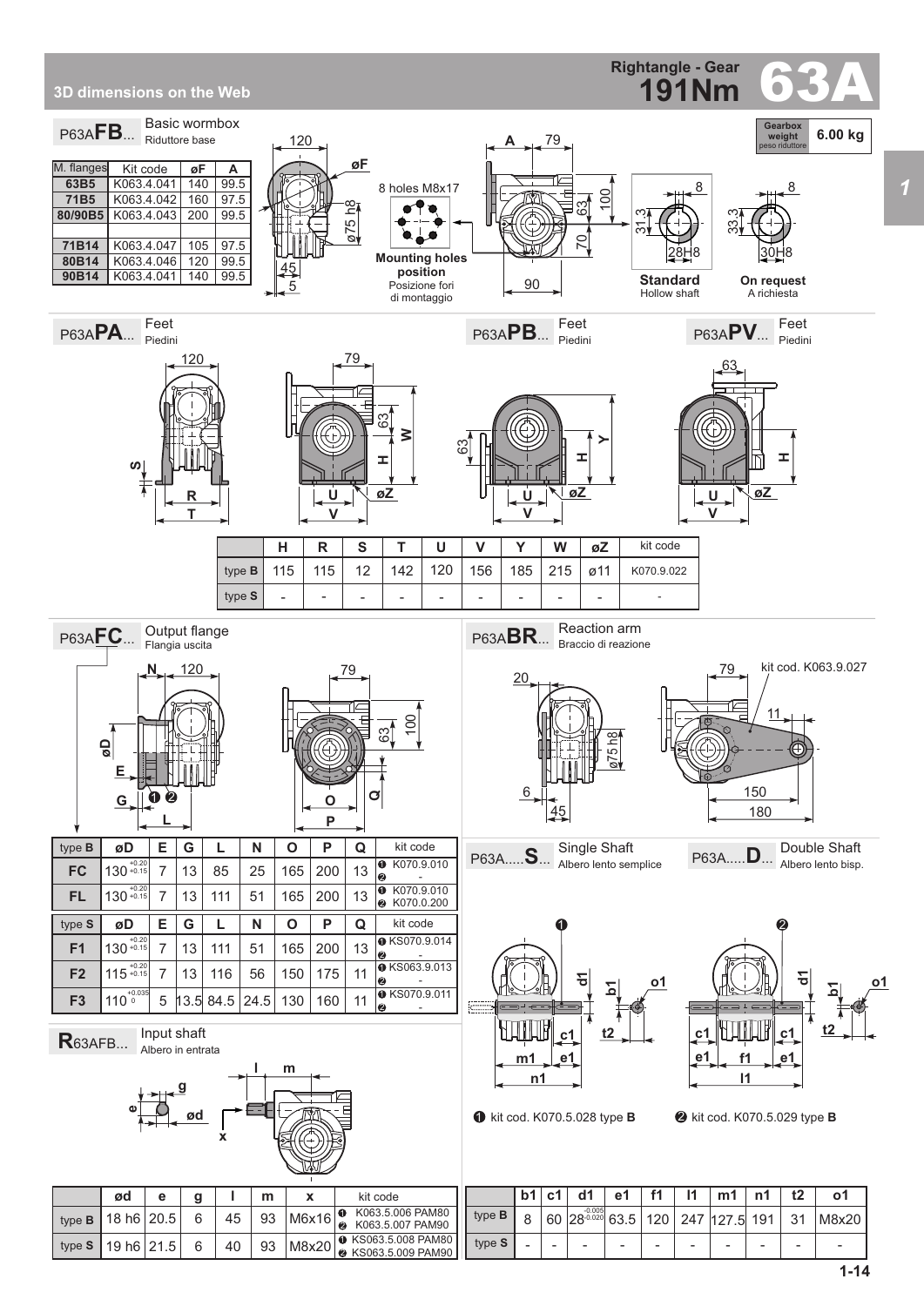# Rightangle - Gear 191Nm 63A

3D dimensions on the Web

## P63AFB... Basic wormbox
Riduttore base

| M. flanges | Kit code | øF | A |
|---|---|---|---|
| 63B5 | K063.4.041 | 140 | 99.5 |
| 71B5 | K063.4.042 | 160 | 97.5 |
| 80/90B5 | K063.4.043 | 200 | 99.5 |
| | | | |
| 71B14 | K063.4.047 | 105 | 97.5 |
| 80B14 | K063.4.046 | 120 | 99.5 |
| 90B14 | K063.4.041 | 140 | 99.5 |

Gearbox weight / peso riduttore: 6.00 kg

120, øF, ø75 h8, 45, 5

8 holes M8x17

**Mounting holes position**
Posizione fori di montaggio

A, 79, 63, 100, 70, 90

8, 31.3, 28H8 — **Standard** Hollow shaft

8, 33.3, 30H8 — **On request** A richiesta

## P63APA... Feet
Piedini

## P63APB... Feet
Piedini

## P63APV... Feet
Piedini

| | H | R | S | T | U | V | Y | W | øZ | kit code |
|---|---|---|---|---|---|---|---|---|---|---|
| type **B** | 115 | 115 | 12 | 142 | 120 | 156 | 185 | 215 | ø11 | K070.9.022 |
| type **S** | - | - | - | - | - | - | - | - | - | - |

## P63AFC... Output flange
Flangia uscita

| type **B** | øD | E | G | L | N | O | P | Q | kit code |
|---|---|---|---|---|---|---|---|---|---|
| **FC** | 130 $^{+0.20}_{+0.15}$ | 7 | 13 | 85 | 25 | 165 | 200 | 13 | ❶ K070.9.010 ❷ - |
| **FL** | 130 $^{+0.20}_{+0.15}$ | 7 | 13 | 111 | 51 | 165 | 200 | 13 | ❶ K070.9.010 ❷ K070.0.200 |

| type **S** | øD | E | G | L | N | O | P | Q | kit code |
|---|---|---|---|---|---|---|---|---|---|
| **F1** | 130 $^{+0.20}_{+0.15}$ | 7 | 13 | 111 | 51 | 165 | 200 | 13 | ❶ KS070.9.014 ❷ - |
| **F2** | 115 $^{+0.20}_{+0.15}$ | 7 | 13 | 116 | 56 | 150 | 175 | 11 | ❶ KS063.9.013 ❷ - |
| **F3** | 110 $^{+0.035}_{0}$ | 5 | 13.5 | 84.5 | 24.5 | 130 | 160 | 11 | ❶ KS070.9.011 ❷ - |

## P63ABR... Reaction arm
Braccio di reazione

20, ø75 h8, 6, 45, 79, kit cod. K063.9.027, 11, 150, 180

## P63A.....S... Single Shaft
Albero lento semplice

## P63A.....D... Double Shaft
Albero lento bisp.

❶ kit cod. K070.5.028 type **B**

❷ kit cod. K070.5.029 type **B**

| | b1 | c1 | d1 | e1 | f1 | l1 | m1 | n1 | t2 | o1 |
|---|---|---|---|---|---|---|---|---|---|---|
| type **B** | 8 | 60 | 28 $^{-0.005}_{-0.020}$ | 63.5 | 120 | 247 | 127.5 | 191 | 31 | M8x20 |
| type **S** | - | - | - | - | - | - | - | - | - | - |

## R63AFB... Input shaft
Albero in entrata

| | ød | e | g | l | m | x | kit code |
|---|---|---|---|---|---|---|---|
| type **B** | 18 h6 | 20.5 | 6 | 45 | 93 | M6x16 | ❶ K063.5.006 PAM80 ❷ K063.5.007 PAM90 |
| type **S** | 19 h6 | 21.5 | 6 | 40 | 93 | M8x20 | ❶ KS063.5.008 PAM80 ❷ KS063.5.009 PAM90 |